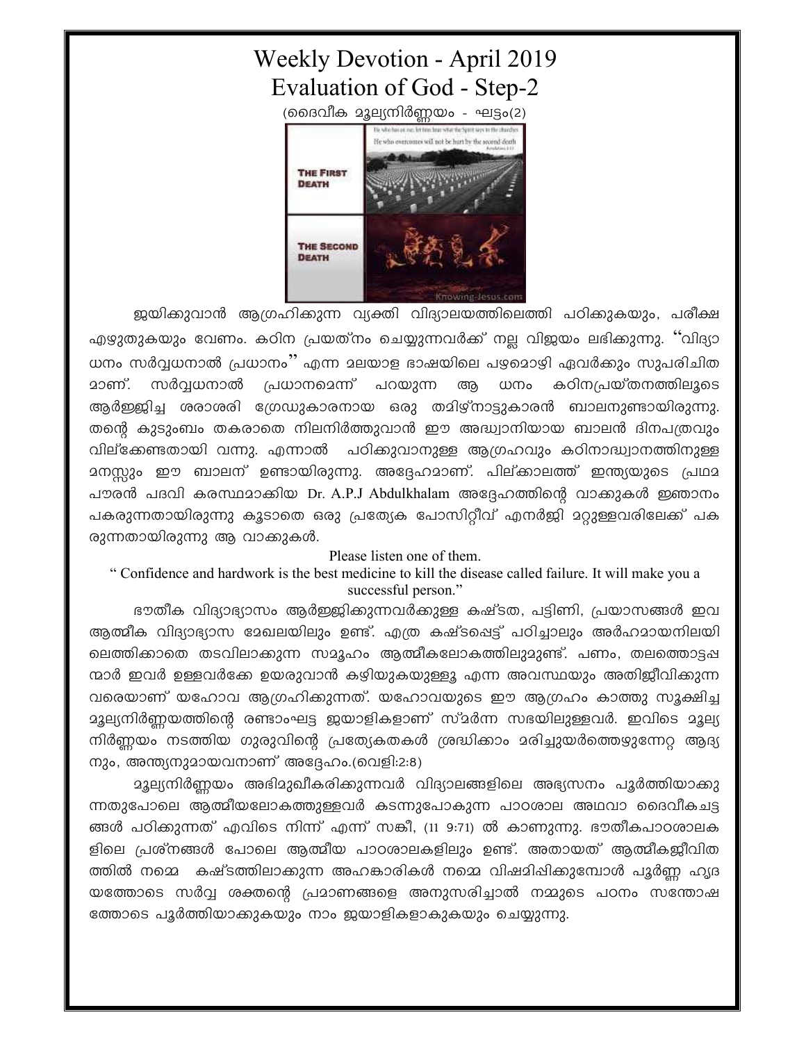# Weekly Devotion - April 2019
# Evaluation of God - Step-2

(ദൈവീക മൂല്യനിർണ്ണയം - ഘട്ടം(2)

ജയിക്കുവാൻ ആഗ്രഹിക്കുന്ന വ്യക്തി വിദ്യാലയത്തിലെത്തി പഠിക്കുകയും, പരീക്ഷ എഴുതുകയും വേണം. കഠിന പ്രയത്നം ചെയ്യുന്നവർക്ക് നല്ല വിജയം ലഭിക്കുന്നു. "വിദ്യാ ധനം സർവ്വധനാൽ പ്രധാനം" എന്ന മലയാള ഭാഷയിലെ പഴമൊഴി ഏവർക്കും സുപരിചിത മാണ്. സർവ്വധനാൽ പ്രധാനമെന്ന് പറയുന്ന ആ ധനം കഠിനപ്രയ്തനത്തിലൂടെ ആർജ്ജിച്ച ശരാശരി ഗ്രേഡുകാരനായ ഒരു തമിഴ്നാട്ടുകാരൻ ബാലനുണ്ടായിരുന്നു. തന്റെ കുടുംബം തകരാതെ നിലനിർത്തുവാൻ ഈ അദ്ധ്വാനിയായ ബാലൻ ദിനപത്രവും വില്ക്കേണ്ടതായി വന്നു. എന്നാൽ പഠിക്കുവാനുള്ള ആഗ്രഹവും കഠിനാദ്ധ്വാനത്തിനുള്ള മനസ്സും ഈ ബാലന് ഉണ്ടായിരുന്നു. അദ്ദേഹമാണ്. പില്ക്കാലത്ത് ഇന്ത്യയുടെ പ്രഥമ പൗരൻ പദവി കരസ്ഥമാക്കിയ Dr. A.P.J Abdulkhalam അദ്ദേഹത്തിന്റെ വാക്കുകൾ ജ്ഞാനം പകരുന്നതായിരുന്നു കൂടാതെ ഒരു പ്രത്യേക പോസിറ്റീവ് എനർജി മറ്റുള്ളവരിലേക്ക് പക രുന്നതായിരുന്നു ആ വാക്കുകൾ.

Please listen one of them.

" Confidence and hardwork is the best medicine to kill the disease called failure. It will make you a successful person."

ഭൗതീക വിദ്യാഭ്യാസം ആർജ്ജിക്കുന്നവർക്കുള്ള കഷ്ടത, പട്ടിണി, പ്രയാസങ്ങൾ ഇവ ആത്മീക വിദ്യാഭ്യാസ മേഖലയിലും ഉണ്ട്. എത്ര കഷ്ടപ്പെട്ട് പഠിച്ചാലും അർഹമായനിലയി ലെത്തിക്കാതെ തടവിലാക്കുന്ന സമൂഹം ആത്മീകലോകത്തിലുമുണ്ട്. പണം, തലതൊട്ടപ്പ ന്മാർ ഇവർ ഉള്ളവർക്കേ ഉയരുവാൻ കഴിയുകയുള്ളൂ എന്ന അവസ്ഥയും അതിജീവിക്കുന്ന വരെയാണ് യഹോവ ആഗ്രഹിക്കുന്നത്. യഹോവയുടെ ഈ ആഗ്രഹം കാത്തു സൂക്ഷിച്ച മൂല്യനിർണ്ണയത്തിന്റെ രണ്ടാംഘട്ട ജയാളികളാണ് സ്മർന്ന സഭയിലുള്ളവർ. ഇവിടെ മൂല്യ നിർണ്ണയം നടത്തിയ ഗുരുവിന്റെ പ്രത്യേകതകൾ ശ്രദ്ധിക്കാം മരിച്ചുയർത്തെഴുന്നേറ്റ ആദ്യ നും, അന്ത്യനുമായവനാണ് അദ്ദേഹം.(വെളി:2:8)

മൂല്യനിർണ്ണയം അഭിമുഖീകരിക്കുന്നവർ വിദ്യാലങ്ങളിലെ അഭ്യസനം പൂർത്തിയാക്കു ന്നതുപോലെ ആത്മീയലോകത്തുള്ളവർ കടന്നുപോകുന്ന പാഠശാല അഥവാ ദൈവീകചട്ട ങ്ങൾ പഠിക്കുന്നത് എവിടെ നിന്ന് എന്ന് സങ്കീ, (11 9:71) ൽ കാണുന്നു. ഭൗതീകപാഠശാലക ളിലെ പ്രശ്നങ്ങൾ പോലെ ആത്മീയ പാഠശാലകളിലും ഉണ്ട്. അതായത് ആത്മീകജീവിത ത്തിൽ നമ്മെ കഷ്ടത്തിലാക്കുന്ന അഹങ്കാരികൾ നമ്മെ വിഷമിപ്പിക്കുമ്പോൾ പൂർണ്ണ ഹൃദ യത്തോടെ സർവ്വ ശക്തന്റെ പ്രമാണങ്ങളെ അനുസരിച്ചാൽ നമ്മുടെ പഠനം സന്തോഷ ത്തോടെ പൂർത്തിയാക്കുകയും നാം ജയാളികളാകുകയും ചെയ്യുന്നു.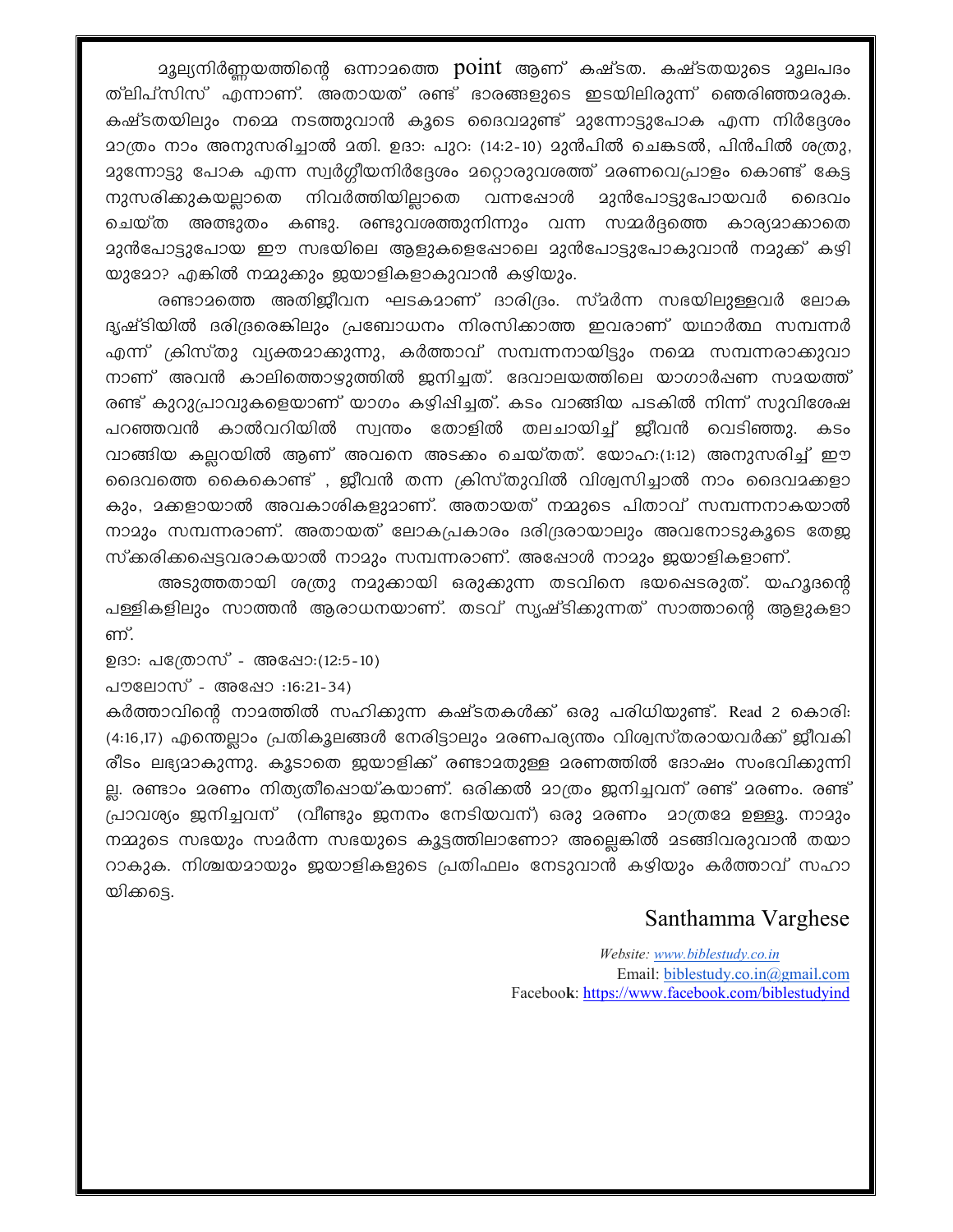മൂല്യനിർണ്ണയത്തിന്റെ ഒന്നാമത്തെ point ആണ് കഷ്ടത. കഷ്ടതയുടെ മൂലപദം ത്‌ലിപ്സിസ് എന്നാണ്. അതായത് രണ്ട് ഭാരങ്ങളുടെ ഇടയിലിരുന്ന് ഞെരിഞ്ഞമരുക. കഷ്ടതയിലും നമ്മെ നടത്തുവാൻ കൂടെ ദൈവമുണ്ട് മുന്നോട്ടുപോക എന്ന നിർദ്ദേശം മാത്രം നാം അനുസരിച്ചാൽ മതി. ഉദാ: പുറ: (14:2-10) മുൻപിൽ ചെങ്കടൽ, പിൻപിൽ ശത്രു, മുന്നോട്ടു പോക എന്ന സ്വർഗ്ഗീയനിർദ്ദേശം മറ്റൊരുവശത്ത് മരണവെപ്രാളം കൊണ്ട് കേട്ട നുസരിക്കുകയല്ലാതെ നിവർത്തിയില്ലാതെ വന്നപ്പോൾ മുൻപോട്ടുപോയവർ ദൈവം ചെയ്ത അത്ഭുതം കണ്ടു. രണ്ടുവശത്തുനിന്നും വന്ന സമ്മർദ്ദത്തെ കാര്യമാക്കാതെ മുൻപോട്ടുപോയ ഈ സഭയിലെ ആളുകളെപ്പോലെ മുൻപോട്ടുപോകുവാൻ നമുക്ക് കഴിയുമോ? എങ്കിൽ നമ്മുക്കും ജയാളികളാകുവാൻ കഴിയും.

രണ്ടാമത്തെ അതിജീവന ഘടകമാണ് ദാരിദ്രം. സ്മർന്ന സഭയിലുള്ളവർ ലോക ദൃഷ്ടിയിൽ ദരിദ്രരെങ്കിലും പ്രബോധനം നിരസിക്കാത്ത ഇവരാണ് യഥാർത്ഥ സമ്പന്നർ എന്ന് ക്രിസ്തു വ്യക്തമാക്കുന്നു, കർത്താവ് സമ്പന്നനായിട്ടും നമ്മെ സമ്പന്നരാക്കുവാനാണ് അവൻ കാലിത്തൊഴുത്തിൽ ജനിച്ചത്. ദേവാലയത്തിലെ യാഗാർപ്പണ സമയത്ത് രണ്ട് കുറുപ്രാവുകളെയാണ് യാഗം കഴിപ്പിച്ചത്. കടം വാങ്ങിയ പടകിൽ നിന്ന് സുവിശേഷ പറഞ്ഞവൻ കാൽവറിയിൽ സ്വന്തം തോളിൽ തലചായിച്ച് ജീവൻ വെടിഞ്ഞു. കടം വാങ്ങിയ കല്ലറയിൽ ആണ് അവനെ അടക്കം ചെയ്തത്. യോഹ:(1:12) അനുസരിച്ച് ഈ ദൈവത്തെ കൈകൊണ്ട് , ജീവൻ തന്ന ക്രിസ്തുവിൽ വിശ്വസിച്ചാൽ നാം ദൈവമക്കളാകും, മക്കളായാൽ അവകാശികളുമാണ്. അതായത് നമ്മുടെ പിതാവ് സമ്പന്നനാകയാൽ നാമും സമ്പന്നരാണ്. അതായത് ലോകപ്രകാരം ദരിദ്രരായാലും അവനോടുകൂടെ തേജസ്ക്കരിക്കപ്പെട്ടവരാകയാൽ നാമും സമ്പന്നരാണ്. അപ്പോൾ നാമും ജയാളികളാണ്.

അടുത്തതായി ശത്രു നമുക്കായി ഒരുക്കുന്ന തടവിനെ ഭയപ്പെടരുത്. യഹൂദന്റെ പള്ളികളിലും സാത്തൻ ആരാധനയാണ്. തടവ് സൃഷ്ടിക്കുന്നത് സാത്താന്റെ ആളുകളാണ്.

ഉദാ: പത്രോസ് - അപ്പോ:(12:5-10)

പൗലോസ് - അപ്പോ :16:21-34)

കർത്താവിന്റെ നാമത്തിൽ സഹിക്കുന്ന കഷ്ടതകൾക്ക് ഒരു പരിധിയുണ്ട്. Read 2 കൊരി: (4:16,17) എന്തെല്ലാം പ്രതികൂലങ്ങൾ നേരിട്ടാലും മരണപര്യന്തം വിശ്വസ്തരായവർക്ക് ജീവകിരീടം ലഭ്യമാകുന്നു. കൂടാതെ ജയാളിക്ക് രണ്ടാമതുള്ള മരണത്തിൽ ദോഷം സംഭവിക്കുന്നില്ല. രണ്ടാം മരണം നിത്യതീപ്പൊയ്കയാണ്. ഒരിക്കൽ മാത്രം ജനിച്ചവന് രണ്ട് മരണം. രണ്ട് പ്രാവശ്യം ജനിച്ചവന് (വീണ്ടും ജനനം നേടിയവന്) ഒരു മരണം മാത്രമേ ഉള്ളൂ. നാമും നമ്മുടെ സഭയും സമർന്ന സഭയുടെ കൂട്ടത്തിലാണോ? അല്ലെങ്കിൽ മടങ്ങിവരുവാൻ തയാറാകുക. നിശ്ചയമായും ജയാളികളുടെ പ്രതിഫലം നേടുവാൻ കഴിയും കർത്താവ് സഹായിക്കട്ടെ.

Santhamma Varghese

*Website: www.biblestudy.co.in*

Email: biblestudy.co.in@gmail.com

Facebook: https://www.facebook.com/biblestudyind